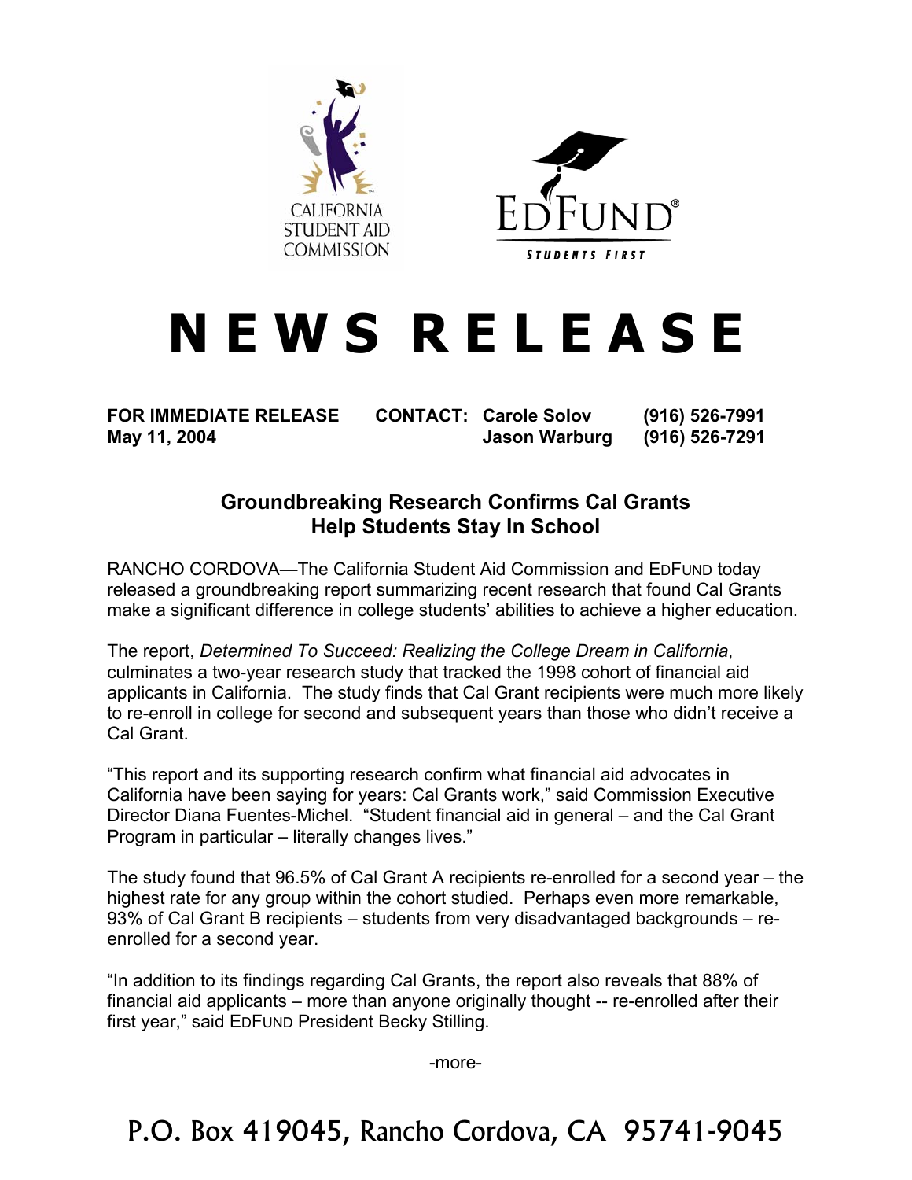CALIFORNIA STUDENT AID COMMISSION

EDFUND® STUDENTS FIRST

# NEWS RELEASE

**FOR IMMEDIATE RELEASE** **CONTACT: Carole Solov (916) 526-7991**
**May 11, 2004** **Jason Warburg (916) 526-7291**

## Groundbreaking Research Confirms Cal Grants Help Students Stay In School

RANCHO CORDOVA—The California Student Aid Commission and EDFUND today released a groundbreaking report summarizing recent research that found Cal Grants make a significant difference in college students' abilities to achieve a higher education.

The report, *Determined To Succeed: Realizing the College Dream in California*, culminates a two-year research study that tracked the 1998 cohort of financial aid applicants in California. The study finds that Cal Grant recipients were much more likely to re-enroll in college for second and subsequent years than those who didn't receive a Cal Grant.

"This report and its supporting research confirm what financial aid advocates in California have been saying for years: Cal Grants work," said Commission Executive Director Diana Fuentes-Michel. "Student financial aid in general – and the Cal Grant Program in particular – literally changes lives."

The study found that 96.5% of Cal Grant A recipients re-enrolled for a second year – the highest rate for any group within the cohort studied. Perhaps even more remarkable, 93% of Cal Grant B recipients – students from very disadvantaged backgrounds – re-enrolled for a second year.

"In addition to its findings regarding Cal Grants, the report also reveals that 88% of financial aid applicants – more than anyone originally thought -- re-enrolled after their first year," said EDFUND President Becky Stilling.

-more-

P.O. Box 419045, Rancho Cordova, CA 95741-9045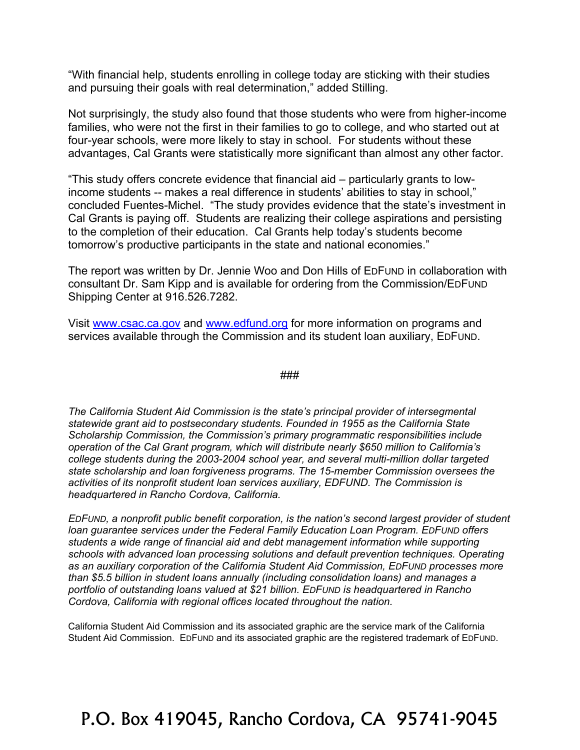"With financial help, students enrolling in college today are sticking with their studies and pursuing their goals with real determination," added Stilling.

Not surprisingly, the study also found that those students who were from higher-income families, who were not the first in their families to go to college, and who started out at four-year schools, were more likely to stay in school. For students without these advantages, Cal Grants were statistically more significant than almost any other factor.

"This study offers concrete evidence that financial aid – particularly grants to low-income students -- makes a real difference in students' abilities to stay in school," concluded Fuentes-Michel. "The study provides evidence that the state's investment in Cal Grants is paying off. Students are realizing their college aspirations and persisting to the completion of their education. Cal Grants help today's students become tomorrow's productive participants in the state and national economies."

The report was written by Dr. Jennie Woo and Don Hills of EDFUND in collaboration with consultant Dr. Sam Kipp and is available for ordering from the Commission/EDFUND Shipping Center at 916.526.7282.

Visit [www.csac.ca.gov](http://www.csac.ca.gov) and [www.edfund.org](http://www.edfund.org) for more information on programs and services available through the Commission and its student loan auxiliary, EDFUND.

###

*The California Student Aid Commission is the state's principal provider of intersegmental statewide grant aid to postsecondary students. Founded in 1955 as the California State Scholarship Commission, the Commission's primary programmatic responsibilities include operation of the Cal Grant program, which will distribute nearly $650 million to California's college students during the 2003-2004 school year, and several multi-million dollar targeted state scholarship and loan forgiveness programs. The 15-member Commission oversees the activities of its nonprofit student loan services auxiliary, EDFUND. The Commission is headquartered in Rancho Cordova, California.*

*EDFUND, a nonprofit public benefit corporation, is the nation's second largest provider of student loan guarantee services under the Federal Family Education Loan Program. EDFUND offers students a wide range of financial aid and debt management information while supporting schools with advanced loan processing solutions and default prevention techniques. Operating as an auxiliary corporation of the California Student Aid Commission, EDFUND processes more than $5.5 billion in student loans annually (including consolidation loans) and manages a portfolio of outstanding loans valued at $21 billion. EDFUND is headquartered in Rancho Cordova, California with regional offices located throughout the nation.*

California Student Aid Commission and its associated graphic are the service mark of the California Student Aid Commission. EDFUND and its associated graphic are the registered trademark of EDFUND.

P.O. Box 419045, Rancho Cordova, CA 95741-9045